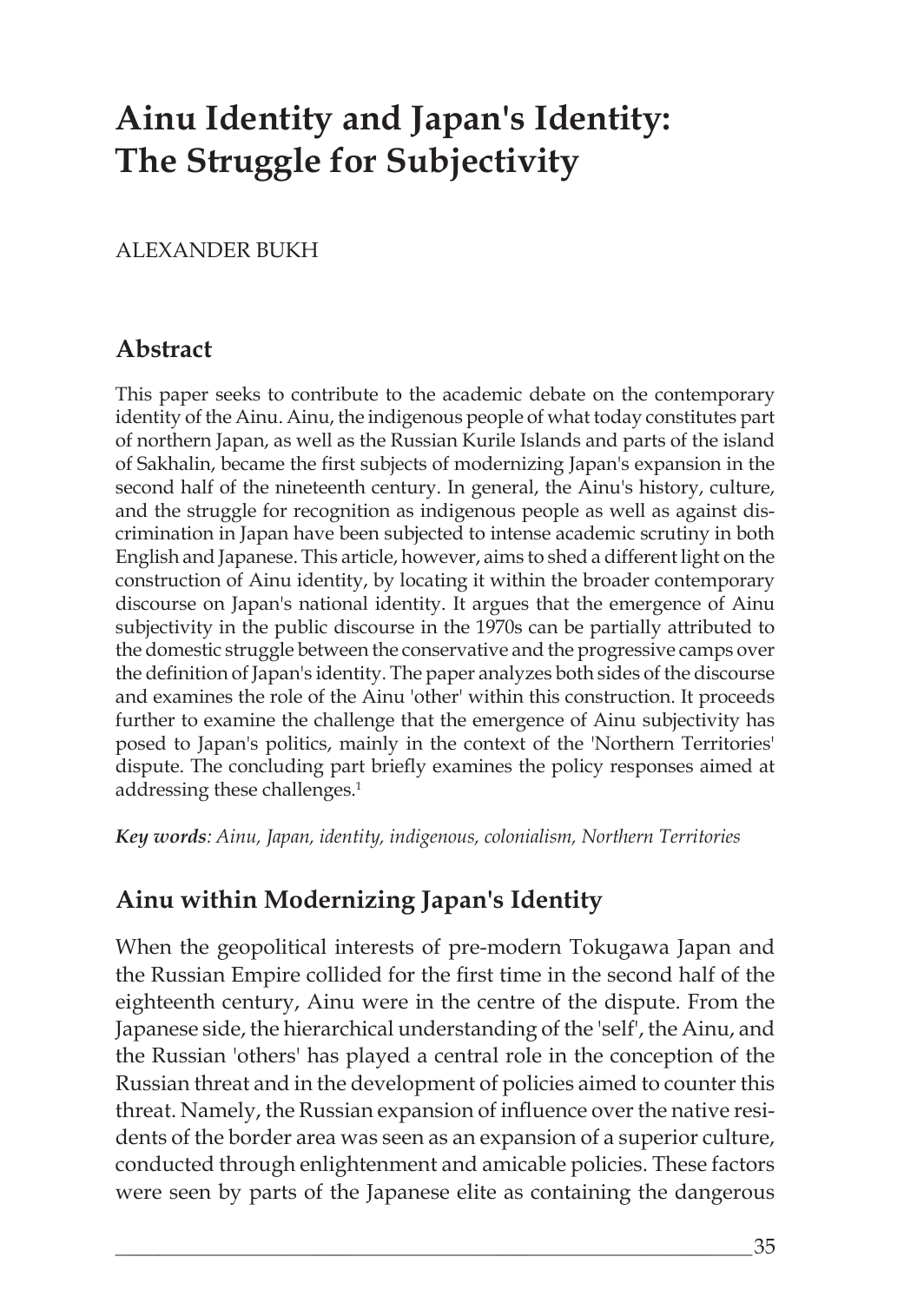# Ainu Identity and Japan's Identity: The Struggle for Subjectivity

ALEXANDER BUKH

## Abstract

This paper seeks to contribute to the academic debate on the contemporary identity of the Ainu. Ainu, the indigenous people of what today constitutes part of northern Japan, as well as the Russian Kurile Islands and parts of the island of Sakhalin, became the first subjects of modernizing Japan's expansion in the second half of the nineteenth century. In general, the Ainu's history, culture, and the struggle for recognition as indigenous people as well as against discrimination in Japan have been subjected to intense academic scrutiny in both English and Japanese. This article, however, aims to shed a different light on the construction of Ainu identity, by locating it within the broader contemporary discourse on Japan's national identity. It argues that the emergence of Ainu subjectivity in the public discourse in the 1970s can be partially attributed to the domestic struggle between the conservative and the progressive camps over the definition of Japan's identity. The paper analyzes both sides of the discourse and examines the role of the Ainu 'other' within this construction. It proceeds further to examine the challenge that the emergence of Ainu subjectivity has posed to Japan's politics, mainly in the context of the 'Northern Territories' dispute. The concluding part briefly examines the policy responses aimed at addressing these challenges.[1]

***Key words**: Ainu, Japan, identity, indigenous, colonialism, Northern Territories*

## Ainu within Modernizing Japan's Identity

When the geopolitical interests of pre-modern Tokugawa Japan and the Russian Empire collided for the first time in the second half of the eighteenth century, Ainu were in the centre of the dispute. From the Japanese side, the hierarchical understanding of the 'self', the Ainu, and the Russian 'others' has played a central role in the conception of the Russian threat and in the development of policies aimed to counter this threat. Namely, the Russian expansion of influence over the native residents of the border area was seen as an expansion of a superior culture, conducted through enlightenment and amicable policies. These factors were seen by parts of the Japanese elite as containing the dangerous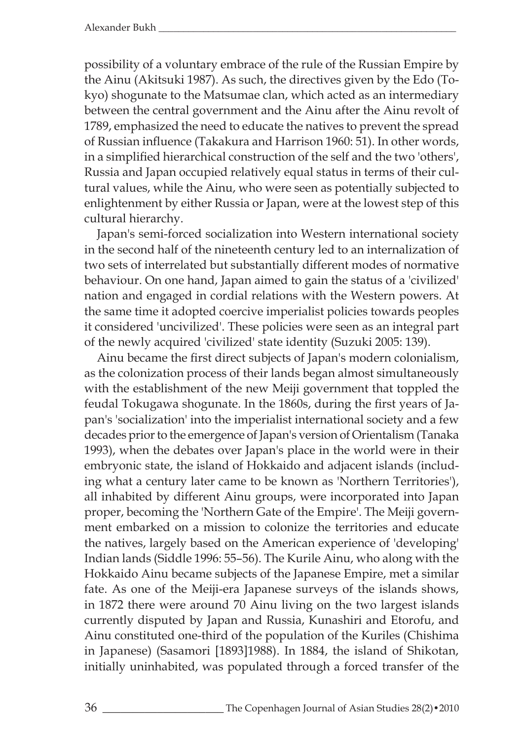possibility of a voluntary embrace of the rule of the Russian Empire by the Ainu (Akitsuki 1987). As such, the directives given by the Edo (Tokyo) shogunate to the Matsumae clan, which acted as an intermediary between the central government and the Ainu after the Ainu revolt of 1789, emphasized the need to educate the natives to prevent the spread of Russian influence (Takakura and Harrison 1960: 51). In other words, in a simplified hierarchical construction of the self and the two 'others', Russia and Japan occupied relatively equal status in terms of their cultural values, while the Ainu, who were seen as potentially subjected to enlightenment by either Russia or Japan, were at the lowest step of this cultural hierarchy.

Japan's semi-forced socialization into Western international society in the second half of the nineteenth century led to an internalization of two sets of interrelated but substantially different modes of normative behaviour. On one hand, Japan aimed to gain the status of a 'civilized' nation and engaged in cordial relations with the Western powers. At the same time it adopted coercive imperialist policies towards peoples it considered 'uncivilized'. These policies were seen as an integral part of the newly acquired 'civilized' state identity (Suzuki 2005: 139).

Ainu became the first direct subjects of Japan's modern colonialism, as the colonization process of their lands began almost simultaneously with the establishment of the new Meiji government that toppled the feudal Tokugawa shogunate. In the 1860s, during the first years of Japan's 'socialization' into the imperialist international society and a few decades prior to the emergence of Japan's version of Orientalism (Tanaka 1993), when the debates over Japan's place in the world were in their embryonic state, the island of Hokkaido and adjacent islands (including what a century later came to be known as 'Northern Territories'), all inhabited by different Ainu groups, were incorporated into Japan proper, becoming the 'Northern Gate of the Empire'. The Meiji government embarked on a mission to colonize the territories and educate the natives, largely based on the American experience of 'developing' Indian lands (Siddle 1996: 55–56). The Kurile Ainu, who along with the Hokkaido Ainu became subjects of the Japanese Empire, met a similar fate. As one of the Meiji-era Japanese surveys of the islands shows, in 1872 there were around 70 Ainu living on the two largest islands currently disputed by Japan and Russia, Kunashiri and Etorofu, and Ainu constituted one-third of the population of the Kuriles (Chishima in Japanese) (Sasamori [1893]1988). In 1884, the island of Shikotan, initially uninhabited, was populated through a forced transfer of the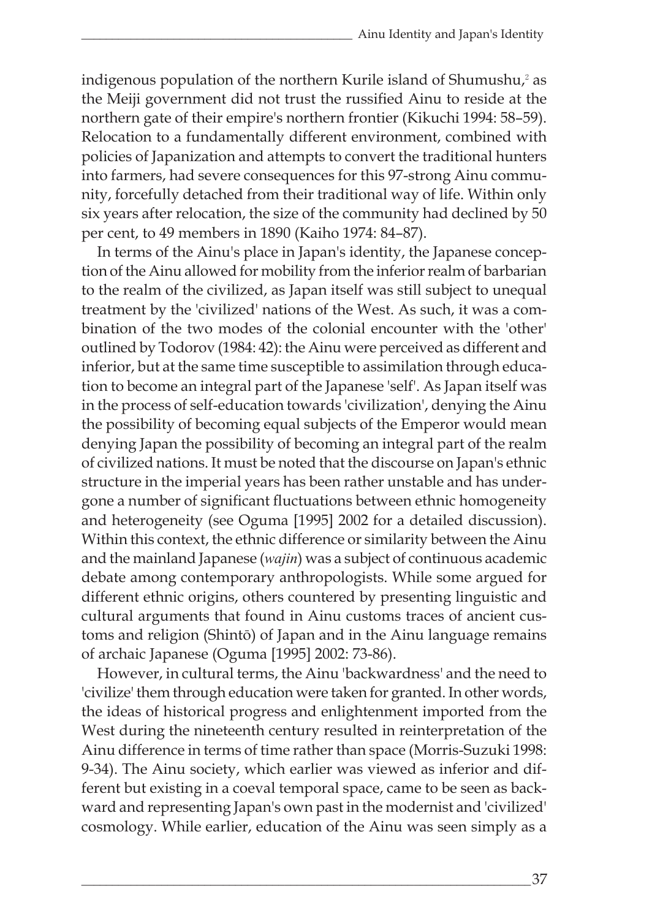indigenous population of the northern Kurile island of Shumushu,[2] as the Meiji government did not trust the russified Ainu to reside at the northern gate of their empire's northern frontier (Kikuchi 1994: 58–59). Relocation to a fundamentally different environment, combined with policies of Japanization and attempts to convert the traditional hunters into farmers, had severe consequences for this 97-strong Ainu community, forcefully detached from their traditional way of life. Within only six years after relocation, the size of the community had declined by 50 per cent, to 49 members in 1890 (Kaiho 1974: 84–87).

In terms of the Ainu's place in Japan's identity, the Japanese conception of the Ainu allowed for mobility from the inferior realm of barbarian to the realm of the civilized, as Japan itself was still subject to unequal treatment by the 'civilized' nations of the West. As such, it was a combination of the two modes of the colonial encounter with the 'other' outlined by Todorov (1984: 42): the Ainu were perceived as different and inferior, but at the same time susceptible to assimilation through education to become an integral part of the Japanese 'self'. As Japan itself was in the process of self-education towards 'civilization', denying the Ainu the possibility of becoming equal subjects of the Emperor would mean denying Japan the possibility of becoming an integral part of the realm of civilized nations. It must be noted that the discourse on Japan's ethnic structure in the imperial years has been rather unstable and has undergone a number of significant fluctuations between ethnic homogeneity and heterogeneity (see Oguma [1995] 2002 for a detailed discussion). Within this context, the ethnic difference or similarity between the Ainu and the mainland Japanese (*wajin*) was a subject of continuous academic debate among contemporary anthropologists. While some argued for different ethnic origins, others countered by presenting linguistic and cultural arguments that found in Ainu customs traces of ancient customs and religion (Shintō) of Japan and in the Ainu language remains of archaic Japanese (Oguma [1995] 2002: 73-86).

However, in cultural terms, the Ainu 'backwardness' and the need to 'civilize' them through education were taken for granted. In other words, the ideas of historical progress and enlightenment imported from the West during the nineteenth century resulted in reinterpretation of the Ainu difference in terms of time rather than space (Morris-Suzuki 1998: 9-34). The Ainu society, which earlier was viewed as inferior and different but existing in a coeval temporal space, came to be seen as backward and representing Japan's own past in the modernist and 'civilized' cosmology. While earlier, education of the Ainu was seen simply as a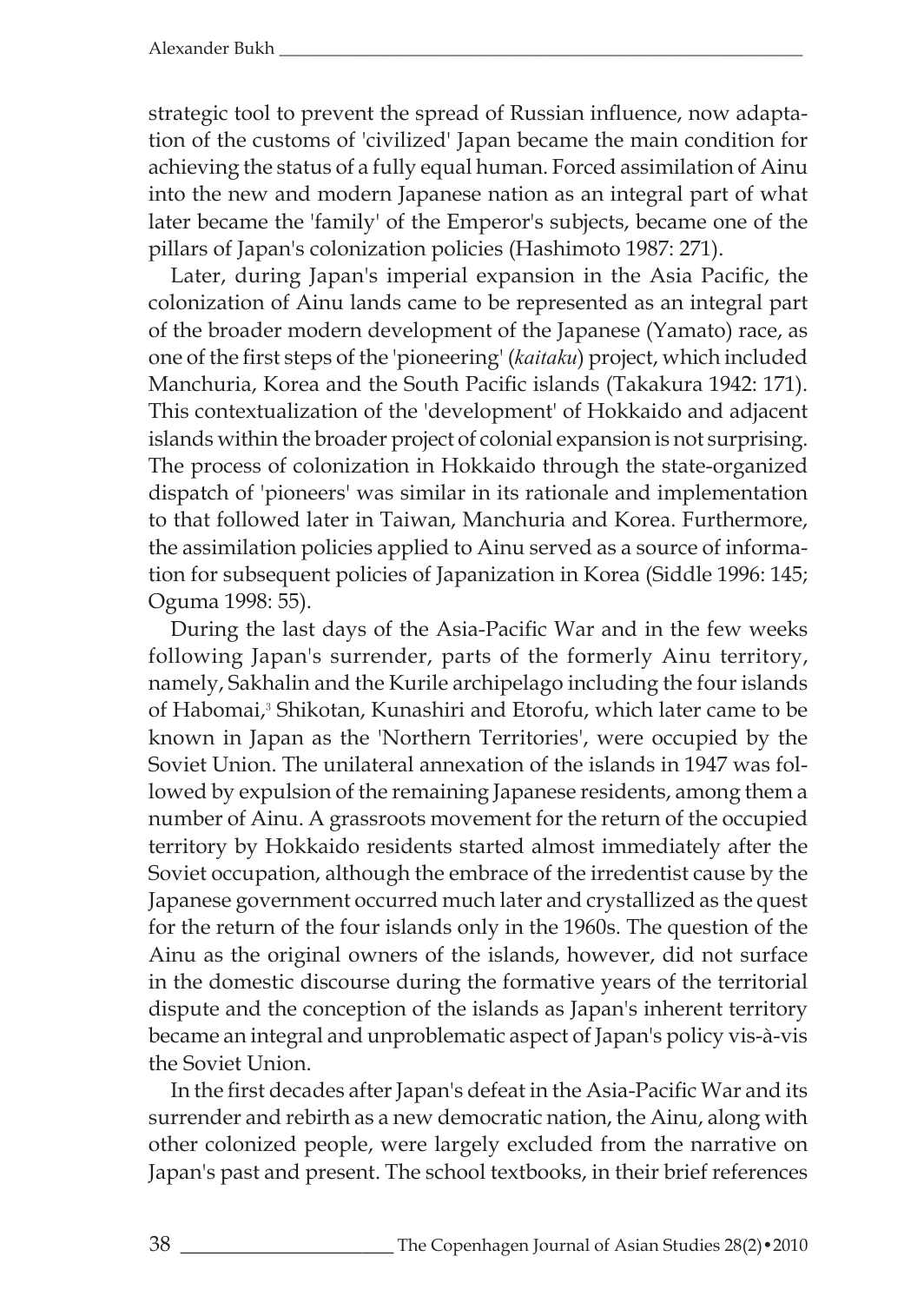strategic tool to prevent the spread of Russian influence, now adaptation of the customs of 'civilized' Japan became the main condition for achieving the status of a fully equal human. Forced assimilation of Ainu into the new and modern Japanese nation as an integral part of what later became the 'family' of the Emperor's subjects, became one of the pillars of Japan's colonization policies (Hashimoto 1987: 271).

Later, during Japan's imperial expansion in the Asia Pacific, the colonization of Ainu lands came to be represented as an integral part of the broader modern development of the Japanese (Yamato) race, as one of the first steps of the 'pioneering' (*kaitaku*) project, which included Manchuria, Korea and the South Pacific islands (Takakura 1942: 171). This contextualization of the 'development' of Hokkaido and adjacent islands within the broader project of colonial expansion is not surprising. The process of colonization in Hokkaido through the state-organized dispatch of 'pioneers' was similar in its rationale and implementation to that followed later in Taiwan, Manchuria and Korea. Furthermore, the assimilation policies applied to Ainu served as a source of information for subsequent policies of Japanization in Korea (Siddle 1996: 145; Oguma 1998: 55).

During the last days of the Asia-Pacific War and in the few weeks following Japan's surrender, parts of the formerly Ainu territory, namely, Sakhalin and the Kurile archipelago including the four islands of Habomai,[3] Shikotan, Kunashiri and Etorofu, which later came to be known in Japan as the 'Northern Territories', were occupied by the Soviet Union. The unilateral annexation of the islands in 1947 was followed by expulsion of the remaining Japanese residents, among them a number of Ainu. A grassroots movement for the return of the occupied territory by Hokkaido residents started almost immediately after the Soviet occupation, although the embrace of the irredentist cause by the Japanese government occurred much later and crystallized as the quest for the return of the four islands only in the 1960s. The question of the Ainu as the original owners of the islands, however, did not surface in the domestic discourse during the formative years of the territorial dispute and the conception of the islands as Japan's inherent territory became an integral and unproblematic aspect of Japan's policy vis-à-vis the Soviet Union.

In the first decades after Japan's defeat in the Asia-Pacific War and its surrender and rebirth as a new democratic nation, the Ainu, along with other colonized people, were largely excluded from the narrative on Japan's past and present. The school textbooks, in their brief references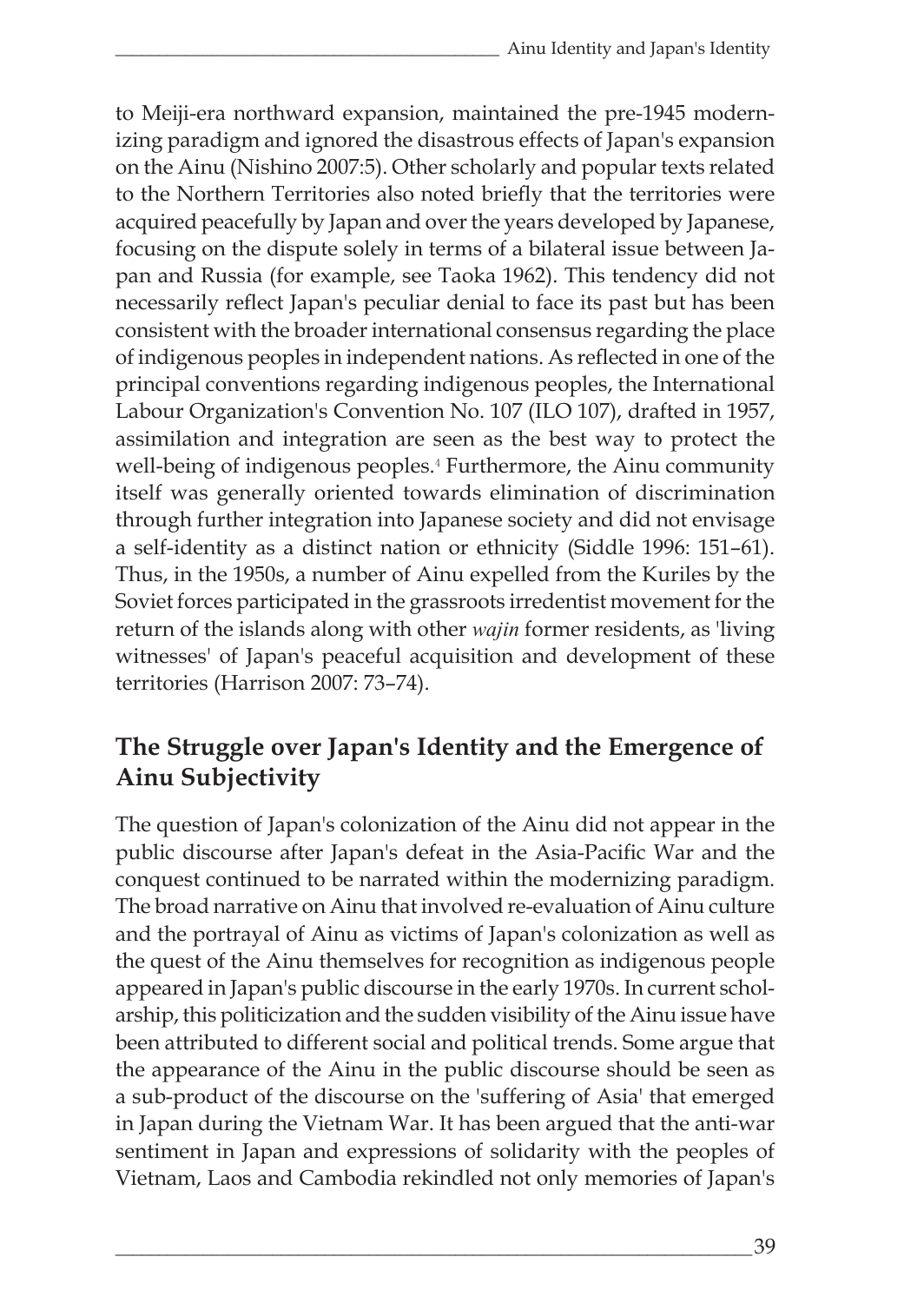to Meiji-era northward expansion, maintained the pre-1945 modernizing paradigm and ignored the disastrous effects of Japan's expansion on the Ainu (Nishino 2007:5). Other scholarly and popular texts related to the Northern Territories also noted briefly that the territories were acquired peacefully by Japan and over the years developed by Japanese, focusing on the dispute solely in terms of a bilateral issue between Japan and Russia (for example, see Taoka 1962). This tendency did not necessarily reflect Japan's peculiar denial to face its past but has been consistent with the broader international consensus regarding the place of indigenous peoples in independent nations. As reflected in one of the principal conventions regarding indigenous peoples, the International Labour Organization's Convention No. 107 (ILO 107), drafted in 1957, assimilation and integration are seen as the best way to protect the well-being of indigenous peoples.[4] Furthermore, the Ainu community itself was generally oriented towards elimination of discrimination through further integration into Japanese society and did not envisage a self-identity as a distinct nation or ethnicity (Siddle 1996: 151–61). Thus, in the 1950s, a number of Ainu expelled from the Kuriles by the Soviet forces participated in the grassroots irredentist movement for the return of the islands along with other *wajin* former residents, as 'living witnesses' of Japan's peaceful acquisition and development of these territories (Harrison 2007: 73–74).

## The Struggle over Japan's Identity and the Emergence of Ainu Subjectivity

The question of Japan's colonization of the Ainu did not appear in the public discourse after Japan's defeat in the Asia-Pacific War and the conquest continued to be narrated within the modernizing paradigm. The broad narrative on Ainu that involved re-evaluation of Ainu culture and the portrayal of Ainu as victims of Japan's colonization as well as the quest of the Ainu themselves for recognition as indigenous people appeared in Japan's public discourse in the early 1970s. In current scholarship, this politicization and the sudden visibility of the Ainu issue have been attributed to different social and political trends. Some argue that the appearance of the Ainu in the public discourse should be seen as a sub-product of the discourse on the 'suffering of Asia' that emerged in Japan during the Vietnam War. It has been argued that the anti-war sentiment in Japan and expressions of solidarity with the peoples of Vietnam, Laos and Cambodia rekindled not only memories of Japan's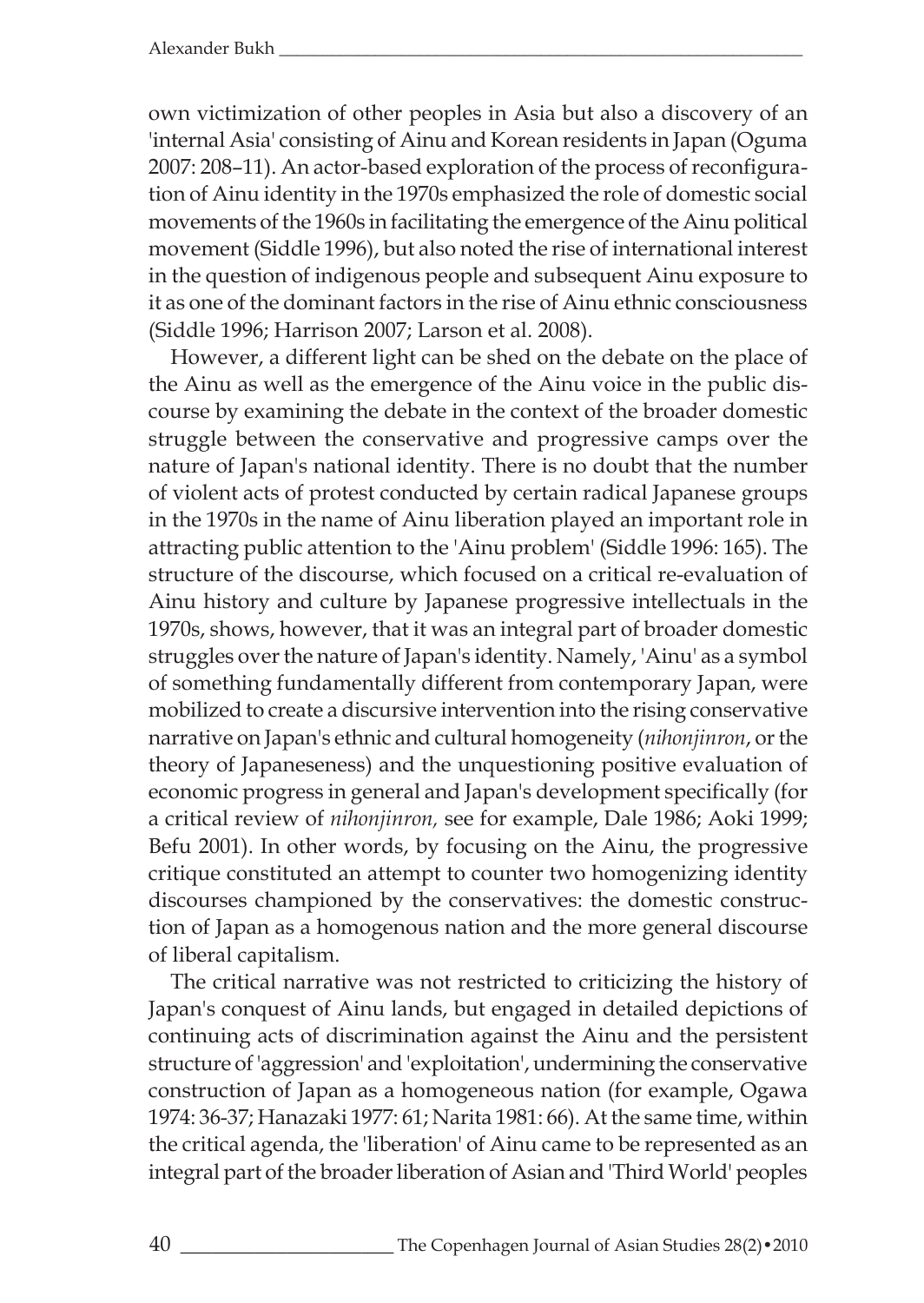own victimization of other peoples in Asia but also a discovery of an 'internal Asia' consisting of Ainu and Korean residents in Japan (Oguma 2007: 208–11). An actor-based exploration of the process of reconfiguration of Ainu identity in the 1970s emphasized the role of domestic social movements of the 1960s in facilitating the emergence of the Ainu political movement (Siddle 1996), but also noted the rise of international interest in the question of indigenous people and subsequent Ainu exposure to it as one of the dominant factors in the rise of Ainu ethnic consciousness (Siddle 1996; Harrison 2007; Larson et al. 2008).

However, a different light can be shed on the debate on the place of the Ainu as well as the emergence of the Ainu voice in the public discourse by examining the debate in the context of the broader domestic struggle between the conservative and progressive camps over the nature of Japan's national identity. There is no doubt that the number of violent acts of protest conducted by certain radical Japanese groups in the 1970s in the name of Ainu liberation played an important role in attracting public attention to the 'Ainu problem' (Siddle 1996: 165). The structure of the discourse, which focused on a critical re-evaluation of Ainu history and culture by Japanese progressive intellectuals in the 1970s, shows, however, that it was an integral part of broader domestic struggles over the nature of Japan's identity. Namely, 'Ainu' as a symbol of something fundamentally different from contemporary Japan, were mobilized to create a discursive intervention into the rising conservative narrative on Japan's ethnic and cultural homogeneity (*nihonjinron*, or the theory of Japaneseness) and the unquestioning positive evaluation of economic progress in general and Japan's development specifically (for a critical review of *nihonjinron,* see for example, Dale 1986; Aoki 1999; Befu 2001). In other words, by focusing on the Ainu, the progressive critique constituted an attempt to counter two homogenizing identity discourses championed by the conservatives: the domestic construction of Japan as a homogenous nation and the more general discourse of liberal capitalism.

The critical narrative was not restricted to criticizing the history of Japan's conquest of Ainu lands, but engaged in detailed depictions of continuing acts of discrimination against the Ainu and the persistent structure of 'aggression' and 'exploitation', undermining the conservative construction of Japan as a homogeneous nation (for example, Ogawa 1974: 36-37; Hanazaki 1977: 61; Narita 1981: 66). At the same time, within the critical agenda, the 'liberation' of Ainu came to be represented as an integral part of the broader liberation of Asian and 'Third World' peoples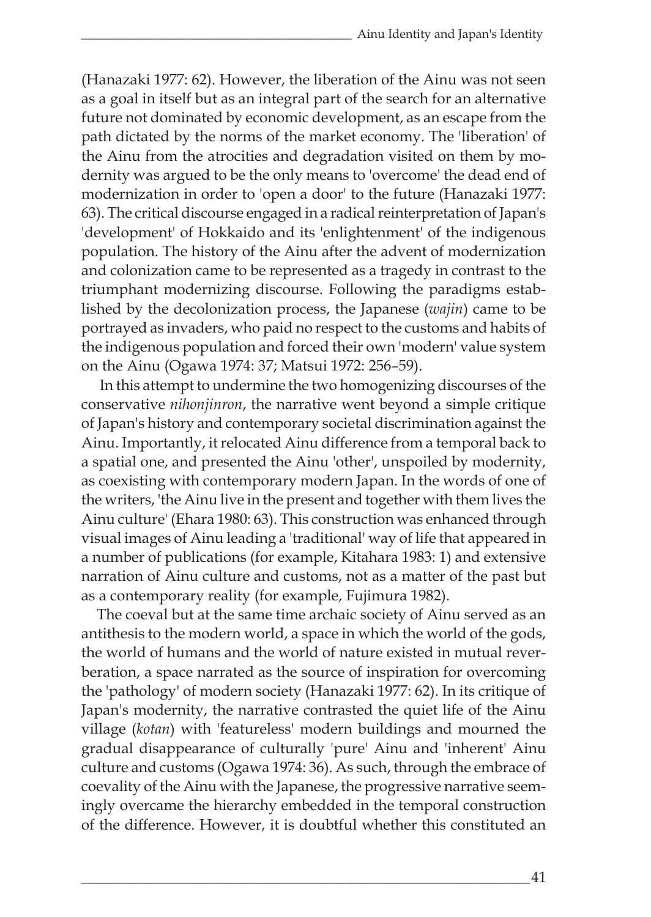(Hanazaki 1977: 62). However, the liberation of the Ainu was not seen as a goal in itself but as an integral part of the search for an alternative future not dominated by economic development, as an escape from the path dictated by the norms of the market economy. The 'liberation' of the Ainu from the atrocities and degradation visited on them by modernity was argued to be the only means to 'overcome' the dead end of modernization in order to 'open a door' to the future (Hanazaki 1977: 63). The critical discourse engaged in a radical reinterpretation of Japan's 'development' of Hokkaido and its 'enlightenment' of the indigenous population. The history of the Ainu after the advent of modernization and colonization came to be represented as a tragedy in contrast to the triumphant modernizing discourse. Following the paradigms established by the decolonization process, the Japanese (*wajin*) came to be portrayed as invaders, who paid no respect to the customs and habits of the indigenous population and forced their own 'modern' value system on the Ainu (Ogawa 1974: 37; Matsui 1972: 256–59).

In this attempt to undermine the two homogenizing discourses of the conservative *nihonjinron*, the narrative went beyond a simple critique of Japan's history and contemporary societal discrimination against the Ainu. Importantly, it relocated Ainu difference from a temporal back to a spatial one, and presented the Ainu 'other', unspoiled by modernity, as coexisting with contemporary modern Japan. In the words of one of the writers, 'the Ainu live in the present and together with them lives the Ainu culture' (Ehara 1980: 63). This construction was enhanced through visual images of Ainu leading a 'traditional' way of life that appeared in a number of publications (for example, Kitahara 1983: 1) and extensive narration of Ainu culture and customs, not as a matter of the past but as a contemporary reality (for example, Fujimura 1982).

The coeval but at the same time archaic society of Ainu served as an antithesis to the modern world, a space in which the world of the gods, the world of humans and the world of nature existed in mutual reverberation, a space narrated as the source of inspiration for overcoming the 'pathology' of modern society (Hanazaki 1977: 62). In its critique of Japan's modernity, the narrative contrasted the quiet life of the Ainu village (*kotan*) with 'featureless' modern buildings and mourned the gradual disappearance of culturally 'pure' Ainu and 'inherent' Ainu culture and customs (Ogawa 1974: 36). As such, through the embrace of coevality of the Ainu with the Japanese, the progressive narrative seemingly overcame the hierarchy embedded in the temporal construction of the difference. However, it is doubtful whether this constituted an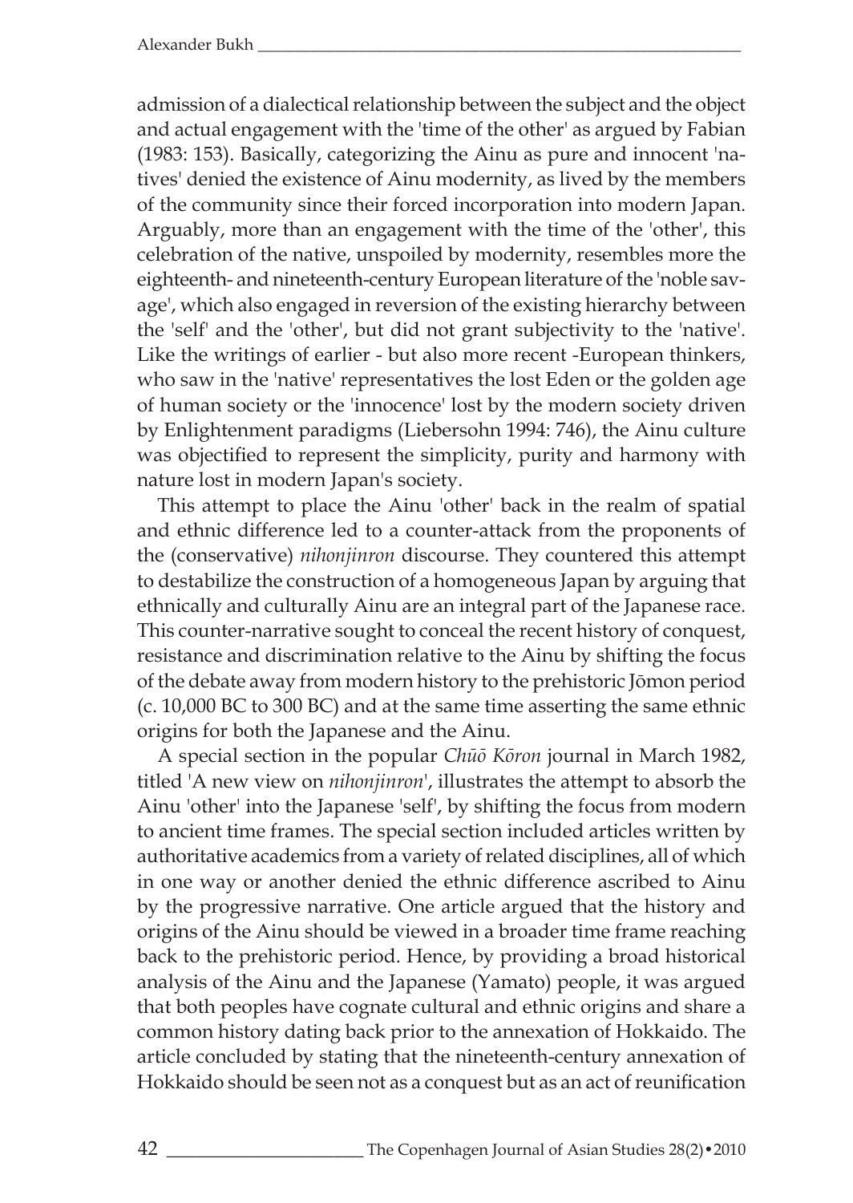admission of a dialectical relationship between the subject and the object and actual engagement with the 'time of the other' as argued by Fabian (1983: 153). Basically, categorizing the Ainu as pure and innocent 'natives' denied the existence of Ainu modernity, as lived by the members of the community since their forced incorporation into modern Japan. Arguably, more than an engagement with the time of the 'other', this celebration of the native, unspoiled by modernity, resembles more the eighteenth- and nineteenth-century European literature of the 'noble savage', which also engaged in reversion of the existing hierarchy between the 'self' and the 'other', but did not grant subjectivity to the 'native'. Like the writings of earlier - but also more recent -European thinkers, who saw in the 'native' representatives the lost Eden or the golden age of human society or the 'innocence' lost by the modern society driven by Enlightenment paradigms (Liebersohn 1994: 746), the Ainu culture was objectified to represent the simplicity, purity and harmony with nature lost in modern Japan's society.

This attempt to place the Ainu 'other' back in the realm of spatial and ethnic difference led to a counter-attack from the proponents of the (conservative) *nihonjinron* discourse. They countered this attempt to destabilize the construction of a homogeneous Japan by arguing that ethnically and culturally Ainu are an integral part of the Japanese race. This counter-narrative sought to conceal the recent history of conquest, resistance and discrimination relative to the Ainu by shifting the focus of the debate away from modern history to the prehistoric Jōmon period (c. 10,000 BC to 300 BC) and at the same time asserting the same ethnic origins for both the Japanese and the Ainu.

A special section in the popular *Chūō Kōron* journal in March 1982, titled 'A new view on *nihonjinron*', illustrates the attempt to absorb the Ainu 'other' into the Japanese 'self', by shifting the focus from modern to ancient time frames. The special section included articles written by authoritative academics from a variety of related disciplines, all of which in one way or another denied the ethnic difference ascribed to Ainu by the progressive narrative. One article argued that the history and origins of the Ainu should be viewed in a broader time frame reaching back to the prehistoric period. Hence, by providing a broad historical analysis of the Ainu and the Japanese (Yamato) people, it was argued that both peoples have cognate cultural and ethnic origins and share a common history dating back prior to the annexation of Hokkaido. The article concluded by stating that the nineteenth-century annexation of Hokkaido should be seen not as a conquest but as an act of reunification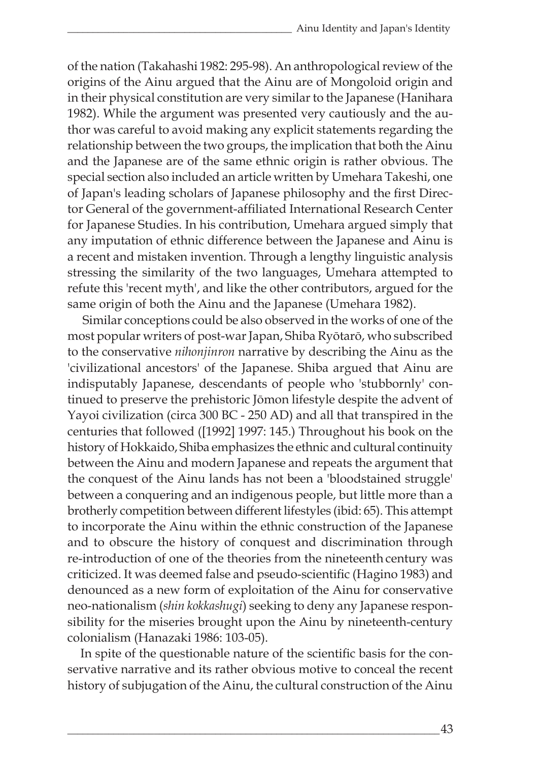of the nation (Takahashi 1982: 295-98). An anthropological review of the origins of the Ainu argued that the Ainu are of Mongoloid origin and in their physical constitution are very similar to the Japanese (Hanihara 1982). While the argument was presented very cautiously and the author was careful to avoid making any explicit statements regarding the relationship between the two groups, the implication that both the Ainu and the Japanese are of the same ethnic origin is rather obvious. The special section also included an article written by Umehara Takeshi, one of Japan's leading scholars of Japanese philosophy and the first Director General of the government-affiliated International Research Center for Japanese Studies. In his contribution, Umehara argued simply that any imputation of ethnic difference between the Japanese and Ainu is a recent and mistaken invention. Through a lengthy linguistic analysis stressing the similarity of the two languages, Umehara attempted to refute this 'recent myth', and like the other contributors, argued for the same origin of both the Ainu and the Japanese (Umehara 1982).

Similar conceptions could be also observed in the works of one of the most popular writers of post-war Japan, Shiba Ryōtarō, who subscribed to the conservative *nihonjinron* narrative by describing the Ainu as the 'civilizational ancestors' of the Japanese. Shiba argued that Ainu are indisputably Japanese, descendants of people who 'stubbornly' continued to preserve the prehistoric Jōmon lifestyle despite the advent of Yayoi civilization (circa 300 BC - 250 AD) and all that transpired in the centuries that followed ([1992] 1997: 145.) Throughout his book on the history of Hokkaido, Shiba emphasizes the ethnic and cultural continuity between the Ainu and modern Japanese and repeats the argument that the conquest of the Ainu lands has not been a 'bloodstained struggle' between a conquering and an indigenous people, but little more than a brotherly competition between different lifestyles (ibid: 65). This attempt to incorporate the Ainu within the ethnic construction of the Japanese and to obscure the history of conquest and discrimination through re-introduction of one of the theories from the nineteenth century was criticized. It was deemed false and pseudo-scientific (Hagino 1983) and denounced as a new form of exploitation of the Ainu for conservative neo-nationalism (*shin kokkashugi*) seeking to deny any Japanese responsibility for the miseries brought upon the Ainu by nineteenth-century colonialism (Hanazaki 1986: 103-05).

In spite of the questionable nature of the scientific basis for the conservative narrative and its rather obvious motive to conceal the recent history of subjugation of the Ainu, the cultural construction of the Ainu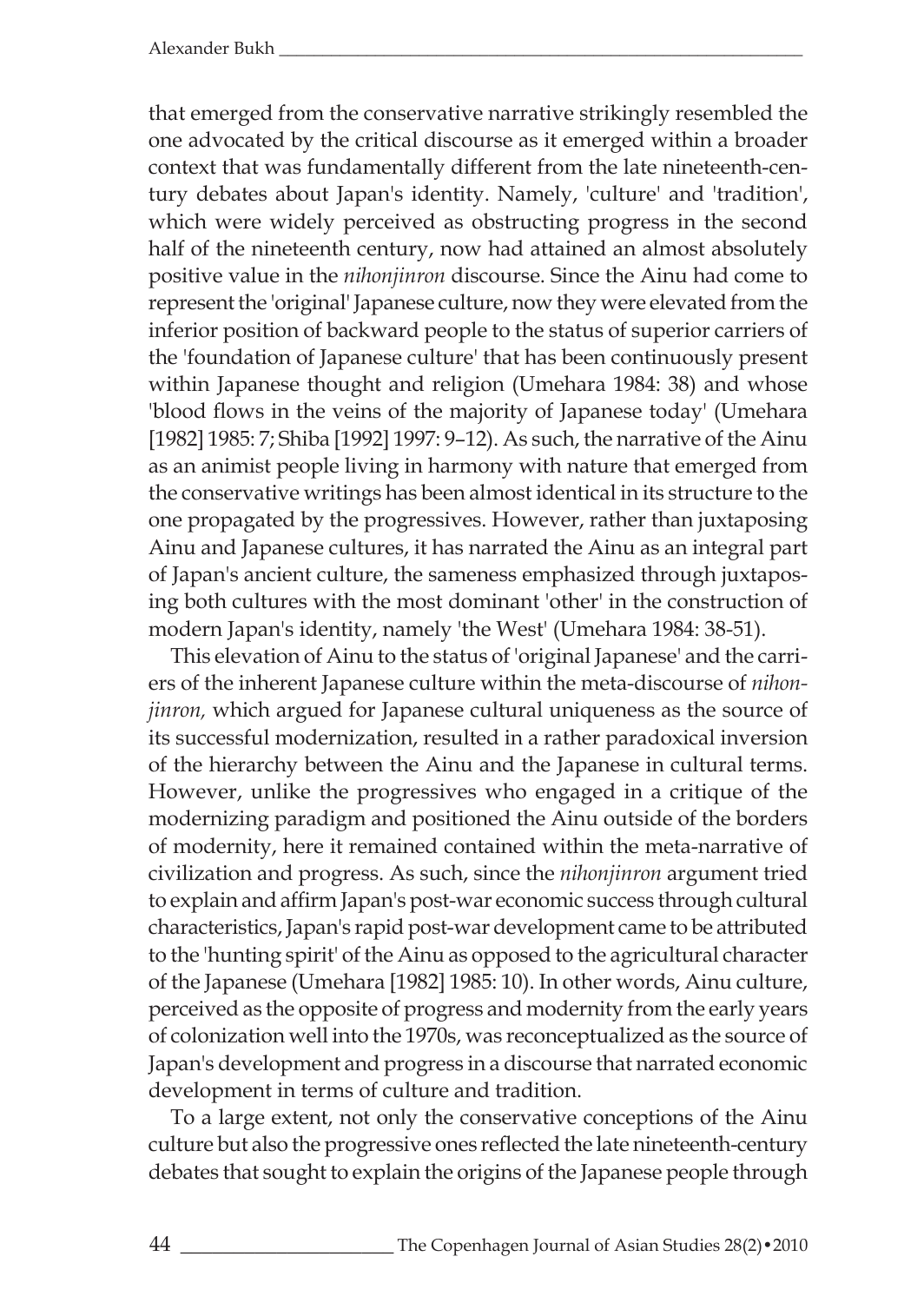that emerged from the conservative narrative strikingly resembled the one advocated by the critical discourse as it emerged within a broader context that was fundamentally different from the late nineteenth-century debates about Japan's identity. Namely, 'culture' and 'tradition', which were widely perceived as obstructing progress in the second half of the nineteenth century, now had attained an almost absolutely positive value in the *nihonjinron* discourse. Since the Ainu had come to represent the 'original' Japanese culture, now they were elevated from the inferior position of backward people to the status of superior carriers of the 'foundation of Japanese culture' that has been continuously present within Japanese thought and religion (Umehara 1984: 38) and whose 'blood flows in the veins of the majority of Japanese today' (Umehara [1982] 1985: 7; Shiba [1992] 1997: 9–12). As such, the narrative of the Ainu as an animist people living in harmony with nature that emerged from the conservative writings has been almost identical in its structure to the one propagated by the progressives. However, rather than juxtaposing Ainu and Japanese cultures, it has narrated the Ainu as an integral part of Japan's ancient culture, the sameness emphasized through juxtaposing both cultures with the most dominant 'other' in the construction of modern Japan's identity, namely 'the West' (Umehara 1984: 38-51).

This elevation of Ainu to the status of 'original Japanese' and the carriers of the inherent Japanese culture within the meta-discourse of *nihonjinron,* which argued for Japanese cultural uniqueness as the source of its successful modernization, resulted in a rather paradoxical inversion of the hierarchy between the Ainu and the Japanese in cultural terms. However, unlike the progressives who engaged in a critique of the modernizing paradigm and positioned the Ainu outside of the borders of modernity, here it remained contained within the meta-narrative of civilization and progress. As such, since the *nihonjinron* argument tried to explain and affirm Japan's post-war economic success through cultural characteristics, Japan's rapid post-war development came to be attributed to the 'hunting spirit' of the Ainu as opposed to the agricultural character of the Japanese (Umehara [1982] 1985: 10). In other words, Ainu culture, perceived as the opposite of progress and modernity from the early years of colonization well into the 1970s, was reconceptualized as the source of Japan's development and progress in a discourse that narrated economic development in terms of culture and tradition.

To a large extent, not only the conservative conceptions of the Ainu culture but also the progressive ones reflected the late nineteenth-century debates that sought to explain the origins of the Japanese people through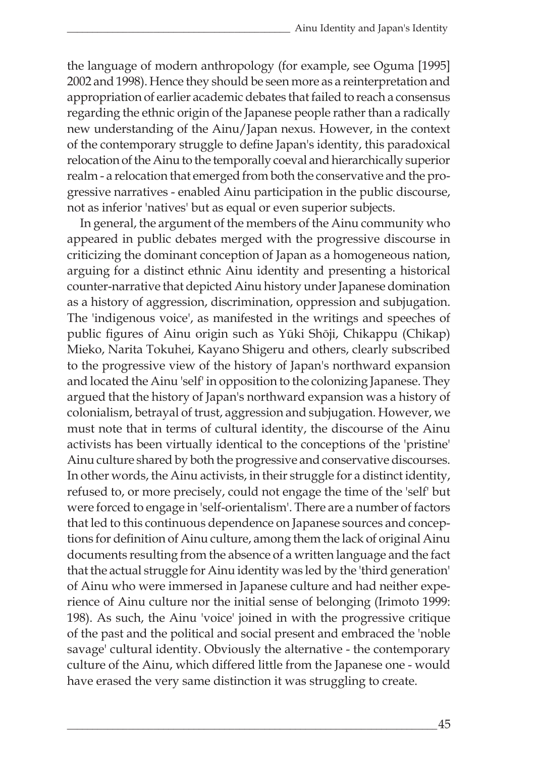the language of modern anthropology (for example, see Oguma [1995] 2002 and 1998). Hence they should be seen more as a reinterpretation and appropriation of earlier academic debates that failed to reach a consensus regarding the ethnic origin of the Japanese people rather than a radically new understanding of the Ainu/Japan nexus. However, in the context of the contemporary struggle to define Japan's identity, this paradoxical relocation of the Ainu to the temporally coeval and hierarchically superior realm - a relocation that emerged from both the conservative and the progressive narratives - enabled Ainu participation in the public discourse, not as inferior 'natives' but as equal or even superior subjects.

In general, the argument of the members of the Ainu community who appeared in public debates merged with the progressive discourse in criticizing the dominant conception of Japan as a homogeneous nation, arguing for a distinct ethnic Ainu identity and presenting a historical counter-narrative that depicted Ainu history under Japanese domination as a history of aggression, discrimination, oppression and subjugation. The 'indigenous voice', as manifested in the writings and speeches of public figures of Ainu origin such as Yūki Shōji, Chikappu (Chikap) Mieko, Narita Tokuhei, Kayano Shigeru and others, clearly subscribed to the progressive view of the history of Japan's northward expansion and located the Ainu 'self' in opposition to the colonizing Japanese. They argued that the history of Japan's northward expansion was a history of colonialism, betrayal of trust, aggression and subjugation. However, we must note that in terms of cultural identity, the discourse of the Ainu activists has been virtually identical to the conceptions of the 'pristine' Ainu culture shared by both the progressive and conservative discourses. In other words, the Ainu activists, in their struggle for a distinct identity, refused to, or more precisely, could not engage the time of the 'self' but were forced to engage in 'self-orientalism'. There are a number of factors that led to this continuous dependence on Japanese sources and conceptions for definition of Ainu culture, among them the lack of original Ainu documents resulting from the absence of a written language and the fact that the actual struggle for Ainu identity was led by the 'third generation' of Ainu who were immersed in Japanese culture and had neither experience of Ainu culture nor the initial sense of belonging (Irimoto 1999: 198). As such, the Ainu 'voice' joined in with the progressive critique of the past and the political and social present and embraced the 'noble savage' cultural identity. Obviously the alternative - the contemporary culture of the Ainu, which differed little from the Japanese one - would have erased the very same distinction it was struggling to create.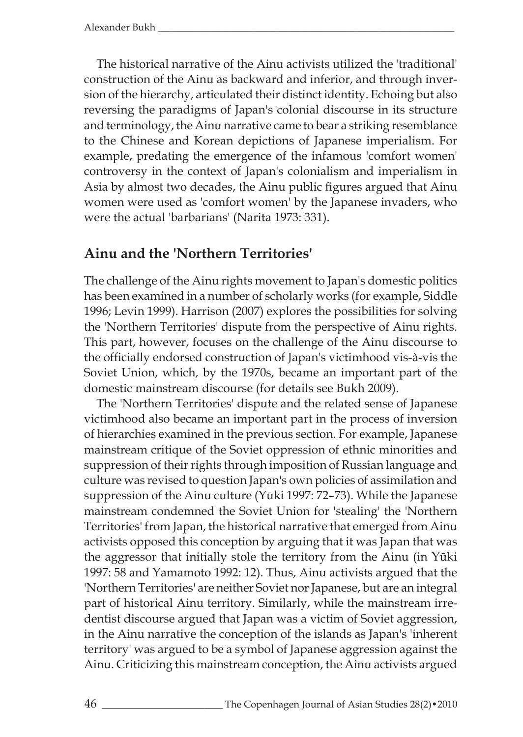The historical narrative of the Ainu activists utilized the 'traditional' construction of the Ainu as backward and inferior, and through inversion of the hierarchy, articulated their distinct identity. Echoing but also reversing the paradigms of Japan's colonial discourse in its structure and terminology, the Ainu narrative came to bear a striking resemblance to the Chinese and Korean depictions of Japanese imperialism. For example, predating the emergence of the infamous 'comfort women' controversy in the context of Japan's colonialism and imperialism in Asia by almost two decades, the Ainu public figures argued that Ainu women were used as 'comfort women' by the Japanese invaders, who were the actual 'barbarians' (Narita 1973: 331).

## Ainu and the 'Northern Territories'

The challenge of the Ainu rights movement to Japan's domestic politics has been examined in a number of scholarly works (for example, Siddle 1996; Levin 1999). Harrison (2007) explores the possibilities for solving the 'Northern Territories' dispute from the perspective of Ainu rights. This part, however, focuses on the challenge of the Ainu discourse to the officially endorsed construction of Japan's victimhood vis-à-vis the Soviet Union, which, by the 1970s, became an important part of the domestic mainstream discourse (for details see Bukh 2009).

The 'Northern Territories' dispute and the related sense of Japanese victimhood also became an important part in the process of inversion of hierarchies examined in the previous section. For example, Japanese mainstream critique of the Soviet oppression of ethnic minorities and suppression of their rights through imposition of Russian language and culture was revised to question Japan's own policies of assimilation and suppression of the Ainu culture (Yūki 1997: 72–73). While the Japanese mainstream condemned the Soviet Union for 'stealing' the 'Northern Territories' from Japan, the historical narrative that emerged from Ainu activists opposed this conception by arguing that it was Japan that was the aggressor that initially stole the territory from the Ainu (in Yūki 1997: 58 and Yamamoto 1992: 12). Thus, Ainu activists argued that the 'Northern Territories' are neither Soviet nor Japanese, but are an integral part of historical Ainu territory. Similarly, while the mainstream irredentist discourse argued that Japan was a victim of Soviet aggression, in the Ainu narrative the conception of the islands as Japan's 'inherent territory' was argued to be a symbol of Japanese aggression against the Ainu. Criticizing this mainstream conception, the Ainu activists argued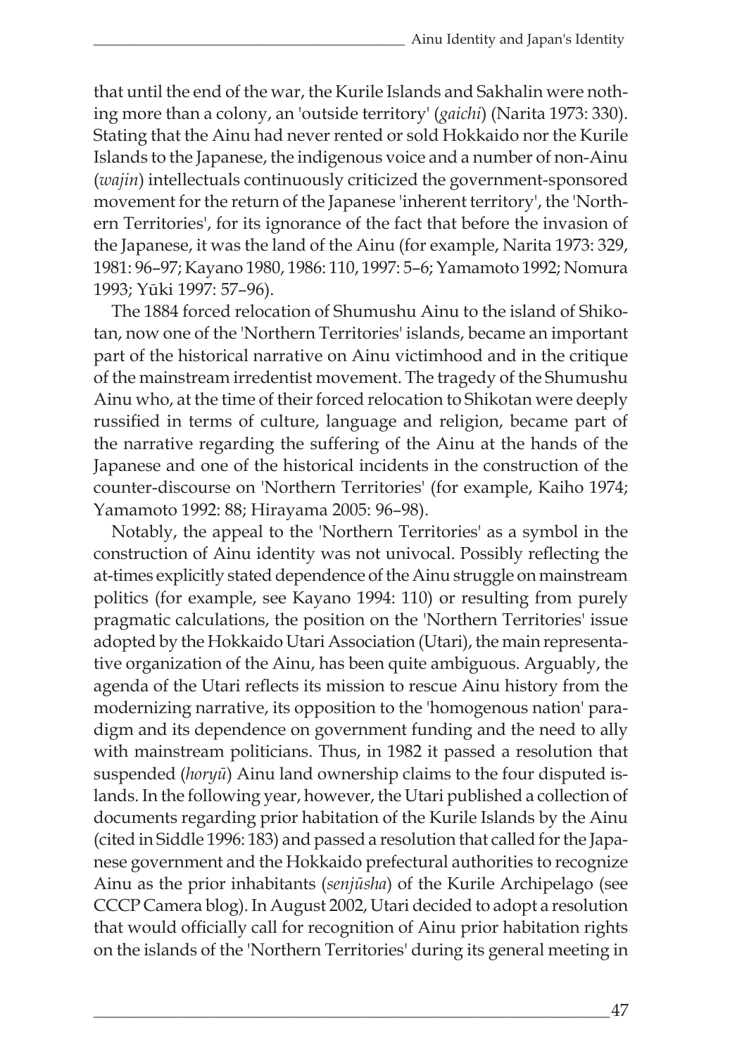that until the end of the war, the Kurile Islands and Sakhalin were nothing more than a colony, an 'outside territory' (*gaichi*) (Narita 1973: 330). Stating that the Ainu had never rented or sold Hokkaido nor the Kurile Islands to the Japanese, the indigenous voice and a number of non-Ainu (*wajin*) intellectuals continuously criticized the government-sponsored movement for the return of the Japanese 'inherent territory', the 'Northern Territories', for its ignorance of the fact that before the invasion of the Japanese, it was the land of the Ainu (for example, Narita 1973: 329, 1981: 96–97; Kayano 1980, 1986: 110, 1997: 5–6; Yamamoto 1992; Nomura 1993; Yūki 1997: 57–96).

The 1884 forced relocation of Shumushu Ainu to the island of Shikotan, now one of the 'Northern Territories' islands, became an important part of the historical narrative on Ainu victimhood and in the critique of the mainstream irredentist movement. The tragedy of the Shumushu Ainu who, at the time of their forced relocation to Shikotan were deeply russified in terms of culture, language and religion, became part of the narrative regarding the suffering of the Ainu at the hands of the Japanese and one of the historical incidents in the construction of the counter-discourse on 'Northern Territories' (for example, Kaiho 1974; Yamamoto 1992: 88; Hirayama 2005: 96–98).

Notably, the appeal to the 'Northern Territories' as a symbol in the construction of Ainu identity was not univocal. Possibly reflecting the at-times explicitly stated dependence of the Ainu struggle on mainstream politics (for example, see Kayano 1994: 110) or resulting from purely pragmatic calculations, the position on the 'Northern Territories' issue adopted by the Hokkaido Utari Association (Utari), the main representative organization of the Ainu, has been quite ambiguous. Arguably, the agenda of the Utari reflects its mission to rescue Ainu history from the modernizing narrative, its opposition to the 'homogenous nation' paradigm and its dependence on government funding and the need to ally with mainstream politicians. Thus, in 1982 it passed a resolution that suspended (*horyū*) Ainu land ownership claims to the four disputed islands. In the following year, however, the Utari published a collection of documents regarding prior habitation of the Kurile Islands by the Ainu (cited in Siddle 1996: 183) and passed a resolution that called for the Japanese government and the Hokkaido prefectural authorities to recognize Ainu as the prior inhabitants (*senjūsha*) of the Kurile Archipelago (see CCCP Camera blog). In August 2002, Utari decided to adopt a resolution that would officially call for recognition of Ainu prior habitation rights on the islands of the 'Northern Territories' during its general meeting in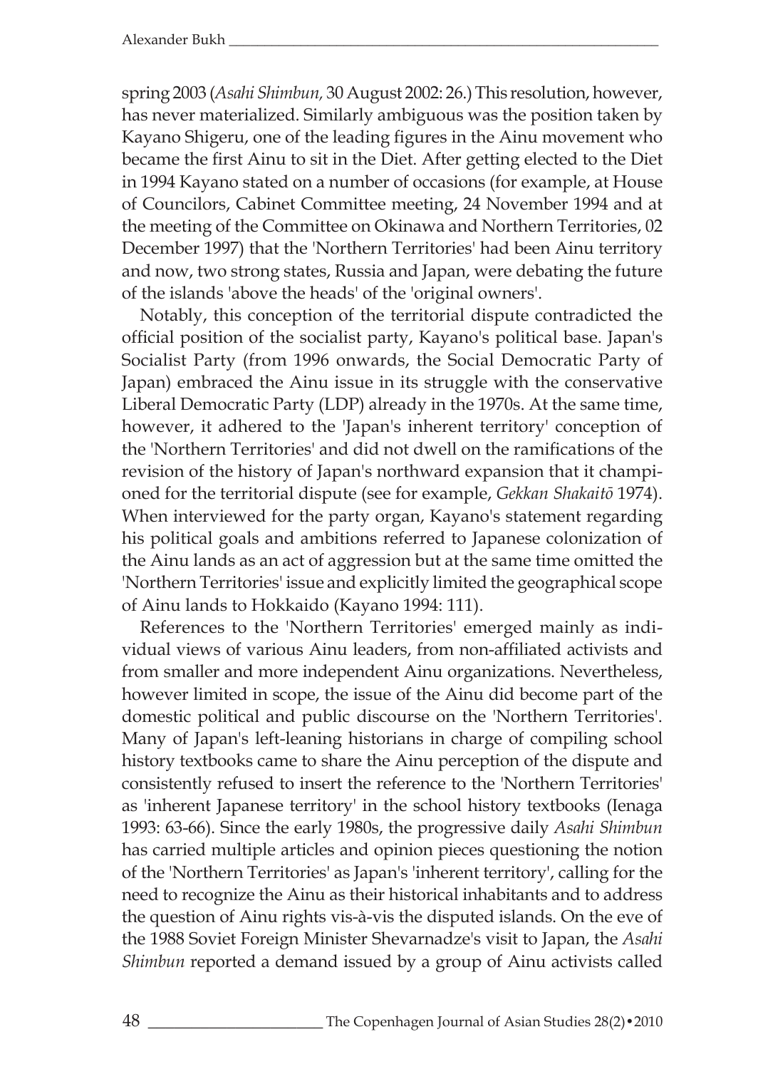spring 2003 (*Asahi Shimbun,* 30 August 2002: 26.) This resolution, however, has never materialized. Similarly ambiguous was the position taken by Kayano Shigeru, one of the leading figures in the Ainu movement who became the first Ainu to sit in the Diet. After getting elected to the Diet in 1994 Kayano stated on a number of occasions (for example, at House of Councilors, Cabinet Committee meeting, 24 November 1994 and at the meeting of the Committee on Okinawa and Northern Territories, 02 December 1997) that the 'Northern Territories' had been Ainu territory and now, two strong states, Russia and Japan, were debating the future of the islands 'above the heads' of the 'original owners'.

Notably, this conception of the territorial dispute contradicted the official position of the socialist party, Kayano's political base. Japan's Socialist Party (from 1996 onwards, the Social Democratic Party of Japan) embraced the Ainu issue in its struggle with the conservative Liberal Democratic Party (LDP) already in the 1970s. At the same time, however, it adhered to the 'Japan's inherent territory' conception of the 'Northern Territories' and did not dwell on the ramifications of the revision of the history of Japan's northward expansion that it championed for the territorial dispute (see for example, *Gekkan Shakaitō* 1974). When interviewed for the party organ, Kayano's statement regarding his political goals and ambitions referred to Japanese colonization of the Ainu lands as an act of aggression but at the same time omitted the 'Northern Territories' issue and explicitly limited the geographical scope of Ainu lands to Hokkaido (Kayano 1994: 111).

References to the 'Northern Territories' emerged mainly as individual views of various Ainu leaders, from non-affiliated activists and from smaller and more independent Ainu organizations. Nevertheless, however limited in scope, the issue of the Ainu did become part of the domestic political and public discourse on the 'Northern Territories'. Many of Japan's left-leaning historians in charge of compiling school history textbooks came to share the Ainu perception of the dispute and consistently refused to insert the reference to the 'Northern Territories' as 'inherent Japanese territory' in the school history textbooks (Ienaga 1993: 63-66). Since the early 1980s, the progressive daily *Asahi Shimbun* has carried multiple articles and opinion pieces questioning the notion of the 'Northern Territories' as Japan's 'inherent territory', calling for the need to recognize the Ainu as their historical inhabitants and to address the question of Ainu rights vis-à-vis the disputed islands. On the eve of the 1988 Soviet Foreign Minister Shevarnadze's visit to Japan, the *Asahi Shimbun* reported a demand issued by a group of Ainu activists called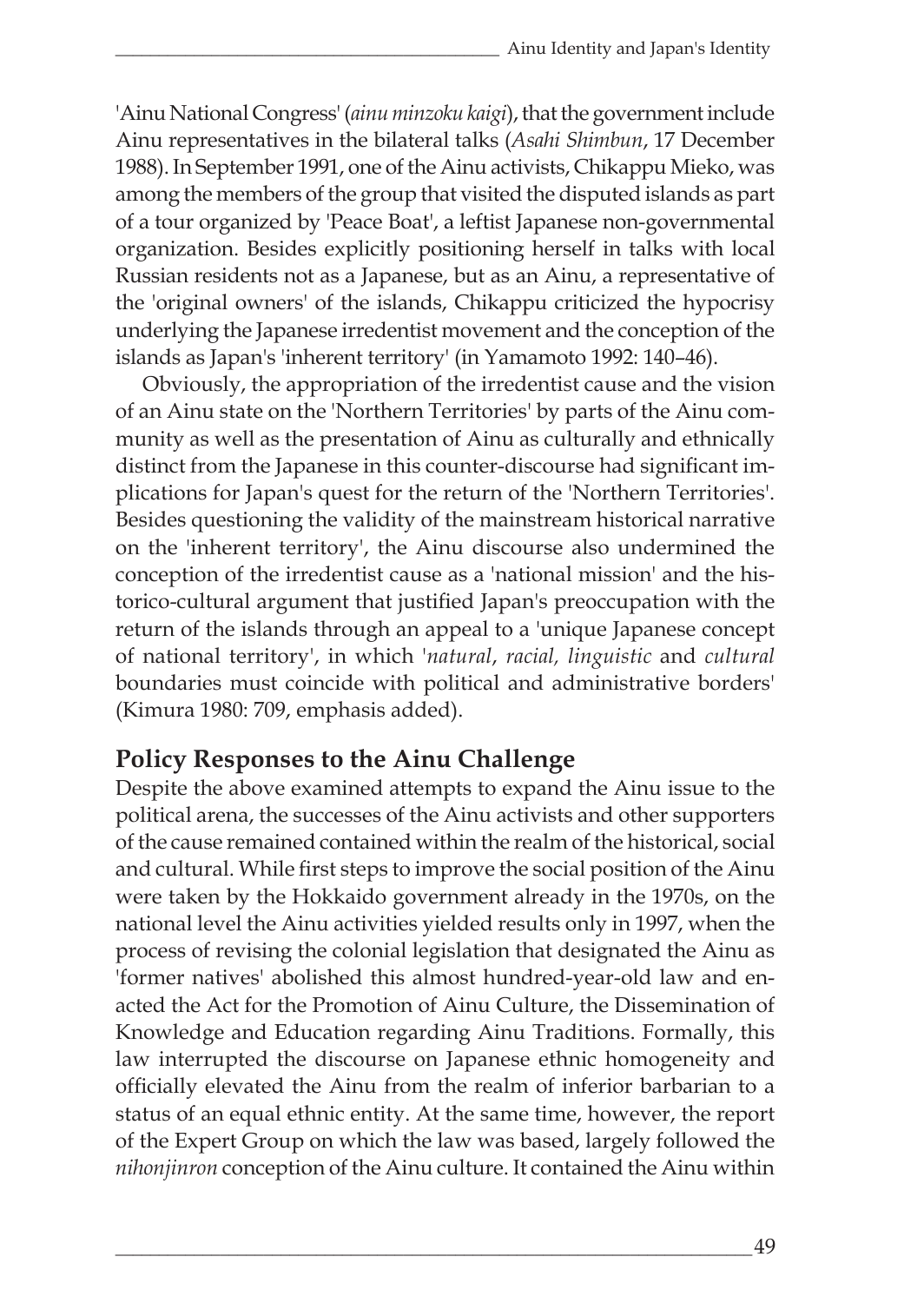'Ainu National Congress' (*ainu minzoku kaigi*), that the government include Ainu representatives in the bilateral talks (*Asahi Shimbun*, 17 December 1988). In September 1991, one of the Ainu activists, Chikappu Mieko, was among the members of the group that visited the disputed islands as part of a tour organized by 'Peace Boat', a leftist Japanese non-governmental organization. Besides explicitly positioning herself in talks with local Russian residents not as a Japanese, but as an Ainu, a representative of the 'original owners' of the islands, Chikappu criticized the hypocrisy underlying the Japanese irredentist movement and the conception of the islands as Japan's 'inherent territory' (in Yamamoto 1992: 140–46).

Obviously, the appropriation of the irredentist cause and the vision of an Ainu state on the 'Northern Territories' by parts of the Ainu community as well as the presentation of Ainu as culturally and ethnically distinct from the Japanese in this counter-discourse had significant implications for Japan's quest for the return of the 'Northern Territories'. Besides questioning the validity of the mainstream historical narrative on the 'inherent territory', the Ainu discourse also undermined the conception of the irredentist cause as a 'national mission' and the historico-cultural argument that justified Japan's preoccupation with the return of the islands through an appeal to a 'unique Japanese concept of national territory', in which '*natural*, *racial, linguistic* and *cultural* boundaries must coincide with political and administrative borders' (Kimura 1980: 709, emphasis added).

## Policy Responses to the Ainu Challenge

Despite the above examined attempts to expand the Ainu issue to the political arena, the successes of the Ainu activists and other supporters of the cause remained contained within the realm of the historical, social and cultural. While first steps to improve the social position of the Ainu were taken by the Hokkaido government already in the 1970s, on the national level the Ainu activities yielded results only in 1997, when the process of revising the colonial legislation that designated the Ainu as 'former natives' abolished this almost hundred-year-old law and enacted the Act for the Promotion of Ainu Culture, the Dissemination of Knowledge and Education regarding Ainu Traditions. Formally, this law interrupted the discourse on Japanese ethnic homogeneity and officially elevated the Ainu from the realm of inferior barbarian to a status of an equal ethnic entity. At the same time, however, the report of the Expert Group on which the law was based, largely followed the *nihonjinron* conception of the Ainu culture. It contained the Ainu within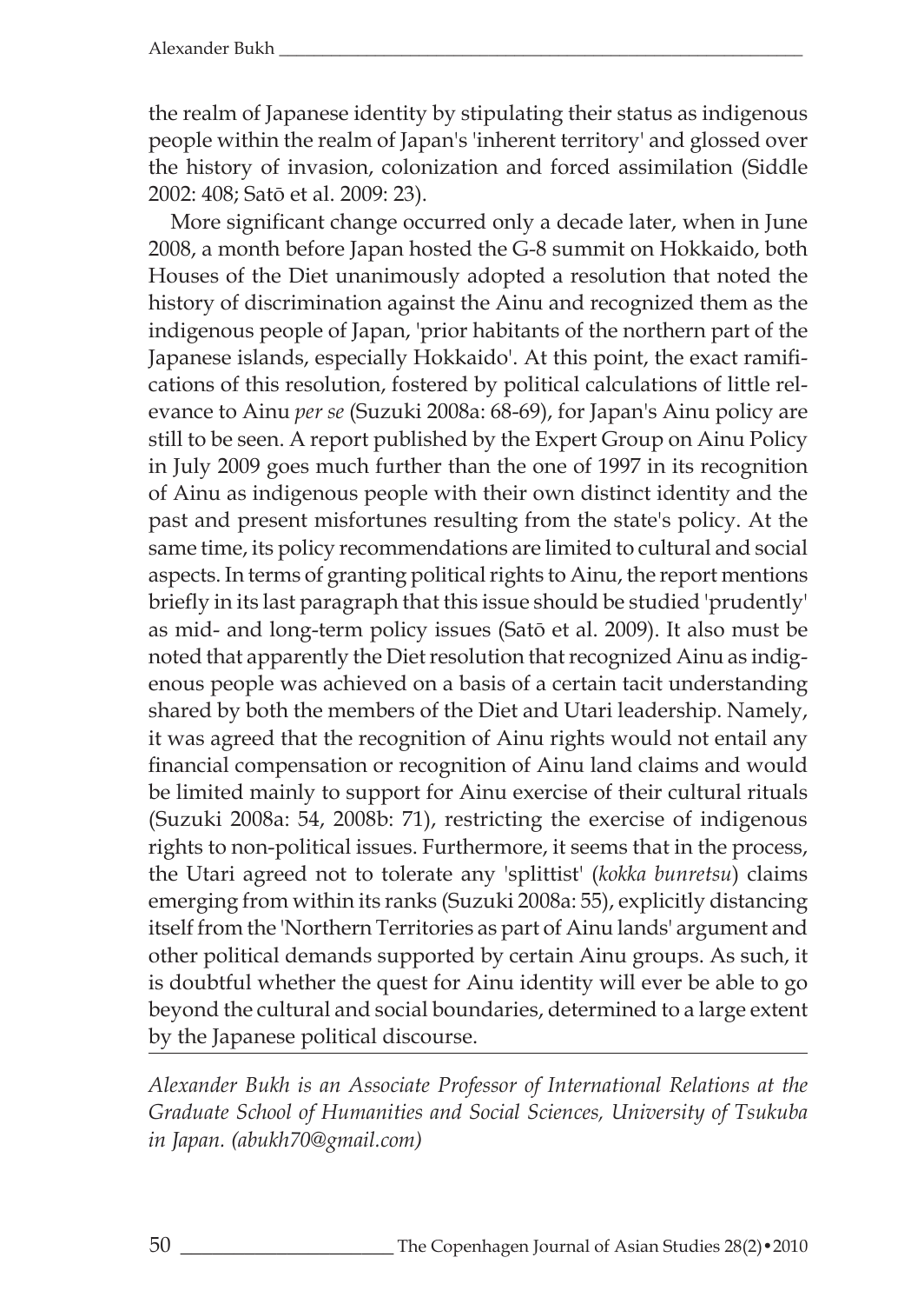the realm of Japanese identity by stipulating their status as indigenous people within the realm of Japan's 'inherent territory' and glossed over the history of invasion, colonization and forced assimilation (Siddle 2002: 408; Satō et al. 2009: 23).

More significant change occurred only a decade later, when in June 2008, a month before Japan hosted the G-8 summit on Hokkaido, both Houses of the Diet unanimously adopted a resolution that noted the history of discrimination against the Ainu and recognized them as the indigenous people of Japan, 'prior habitants of the northern part of the Japanese islands, especially Hokkaido'. At this point, the exact ramifications of this resolution, fostered by political calculations of little relevance to Ainu *per se* (Suzuki 2008a: 68-69), for Japan's Ainu policy are still to be seen. A report published by the Expert Group on Ainu Policy in July 2009 goes much further than the one of 1997 in its recognition of Ainu as indigenous people with their own distinct identity and the past and present misfortunes resulting from the state's policy. At the same time, its policy recommendations are limited to cultural and social aspects. In terms of granting political rights to Ainu, the report mentions briefly in its last paragraph that this issue should be studied 'prudently' as mid- and long-term policy issues (Satō et al. 2009). It also must be noted that apparently the Diet resolution that recognized Ainu as indigenous people was achieved on a basis of a certain tacit understanding shared by both the members of the Diet and Utari leadership. Namely, it was agreed that the recognition of Ainu rights would not entail any financial compensation or recognition of Ainu land claims and would be limited mainly to support for Ainu exercise of their cultural rituals (Suzuki 2008a: 54, 2008b: 71), restricting the exercise of indigenous rights to non-political issues. Furthermore, it seems that in the process, the Utari agreed not to tolerate any 'splittist' (*kokka bunretsu*) claims emerging from within its ranks (Suzuki 2008a: 55), explicitly distancing itself from the 'Northern Territories as part of Ainu lands' argument and other political demands supported by certain Ainu groups. As such, it is doubtful whether the quest for Ainu identity will ever be able to go beyond the cultural and social boundaries, determined to a large extent by the Japanese political discourse.

---

*Alexander Bukh is an Associate Professor of International Relations at the Graduate School of Humanities and Social Sciences, University of Tsukuba in Japan. (abukh70@gmail.com)*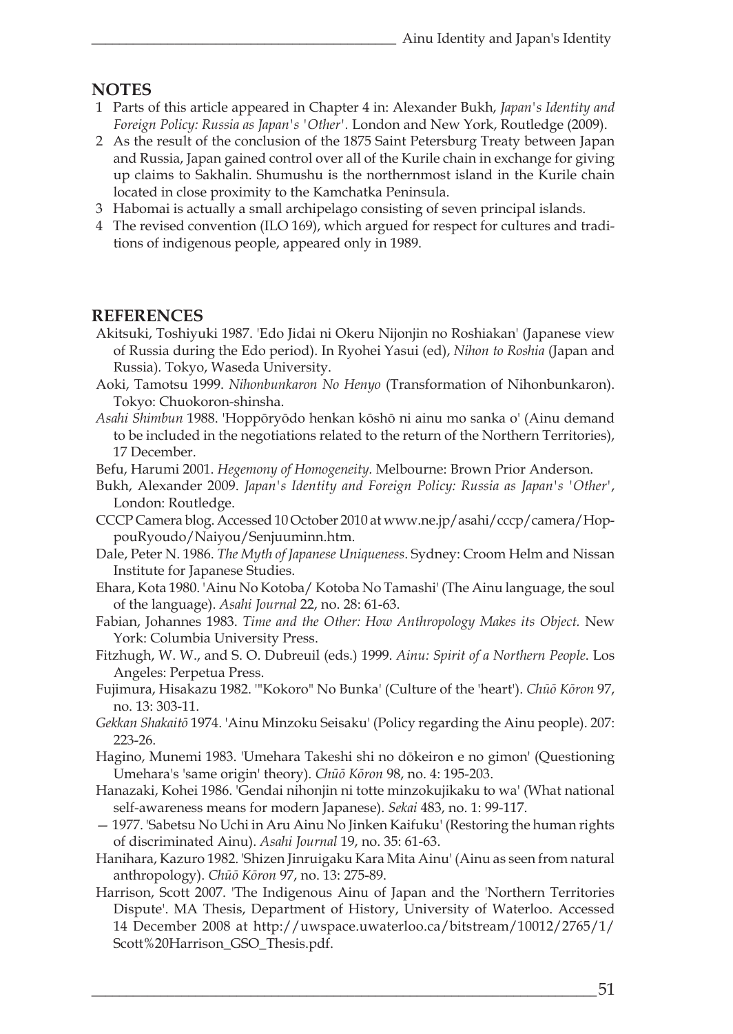## NOTES

1. Parts of this article appeared in Chapter 4 in: Alexander Bukh, *Japan's Identity and Foreign Policy: Russia as Japan's 'Other'*. London and New York, Routledge (2009).
2. As the result of the conclusion of the 1875 Saint Petersburg Treaty between Japan and Russia, Japan gained control over all of the Kurile chain in exchange for giving up claims to Sakhalin. Shumushu is the northernmost island in the Kurile chain located in close proximity to the Kamchatka Peninsula.
3. Habomai is actually a small archipelago consisting of seven principal islands.
4. The revised convention (ILO 169), which argued for respect for cultures and traditions of indigenous people, appeared only in 1989.

## REFERENCES

Akitsuki, Toshiyuki 1987. 'Edo Jidai ni Okeru Nijonjin no Roshiakan' (Japanese view of Russia during the Edo period). In Ryohei Yasui (ed), *Nihon to Roshia* (Japan and Russia). Tokyo, Waseda University.

Aoki, Tamotsu 1999. *Nihonbunkaron No Henyo* (Transformation of Nihonbunkaron). Tokyo: Chuokoron-shinsha.

*Asahi Shimbun* 1988. 'Hoppōryōdo henkan kōshō ni ainu mo sanka o' (Ainu demand to be included in the negotiations related to the return of the Northern Territories), 17 December.

Befu, Harumi 2001. *Hegemony of Homogeneity.* Melbourne: Brown Prior Anderson.

Bukh, Alexander 2009. *Japan's Identity and Foreign Policy: Russia as Japan's 'Other'*, London: Routledge.

CCCP Camera blog. Accessed 10 October 2010 at www.ne.jp/asahi/cccp/camera/HoppouRyoudo/Naiyou/Senjuuminn.htm.

Dale, Peter N. 1986. *The Myth of Japanese Uniqueness*. Sydney: Croom Helm and Nissan Institute for Japanese Studies.

Ehara, Kota 1980. 'Ainu No Kotoba/ Kotoba No Tamashi' (The Ainu language, the soul of the language). *Asahi Journal* 22, no. 28: 61-63.

Fabian, Johannes 1983. *Time and the Other: How Anthropology Makes its Object.* New York: Columbia University Press.

Fitzhugh, W. W., and S. O. Dubreuil (eds.) 1999. *Ainu: Spirit of a Northern People*. Los Angeles: Perpetua Press.

Fujimura, Hisakazu 1982. '"Kokoro" No Bunka' (Culture of the 'heart'). *Chūō Kōron* 97, no. 13: 303-11.

*Gekkan Shakaitō* 1974. 'Ainu Minzoku Seisaku' (Policy regarding the Ainu people). 207: 223-26.

Hagino, Munemi 1983. 'Umehara Takeshi shi no dōkeiron e no gimon' (Questioning Umehara's 'same origin' theory). *Chūō Kōron* 98, no. 4: 195-203.

Hanazaki, Kohei 1986. 'Gendai nihonjin ni totte minzokujikaku to wa' (What national self-awareness means for modern Japanese). *Sekai* 483, no. 1: 99-117.

— 1977. 'Sabetsu No Uchi in Aru Ainu No Jinken Kaifuku' (Restoring the human rights of discriminated Ainu). *Asahi Journal* 19, no. 35: 61-63.

Hanihara, Kazuro 1982. 'Shizen Jinruigaku Kara Mita Ainu' (Ainu as seen from natural anthropology). *Chūō Kōron* 97, no. 13: 275-89.

Harrison, Scott 2007. 'The Indigenous Ainu of Japan and the 'Northern Territories Dispute'. MA Thesis, Department of History, University of Waterloo. Accessed 14 December 2008 at http://uwspace.uwaterloo.ca/bitstream/10012/2765/1/Scott%20Harrison_GSO_Thesis.pdf.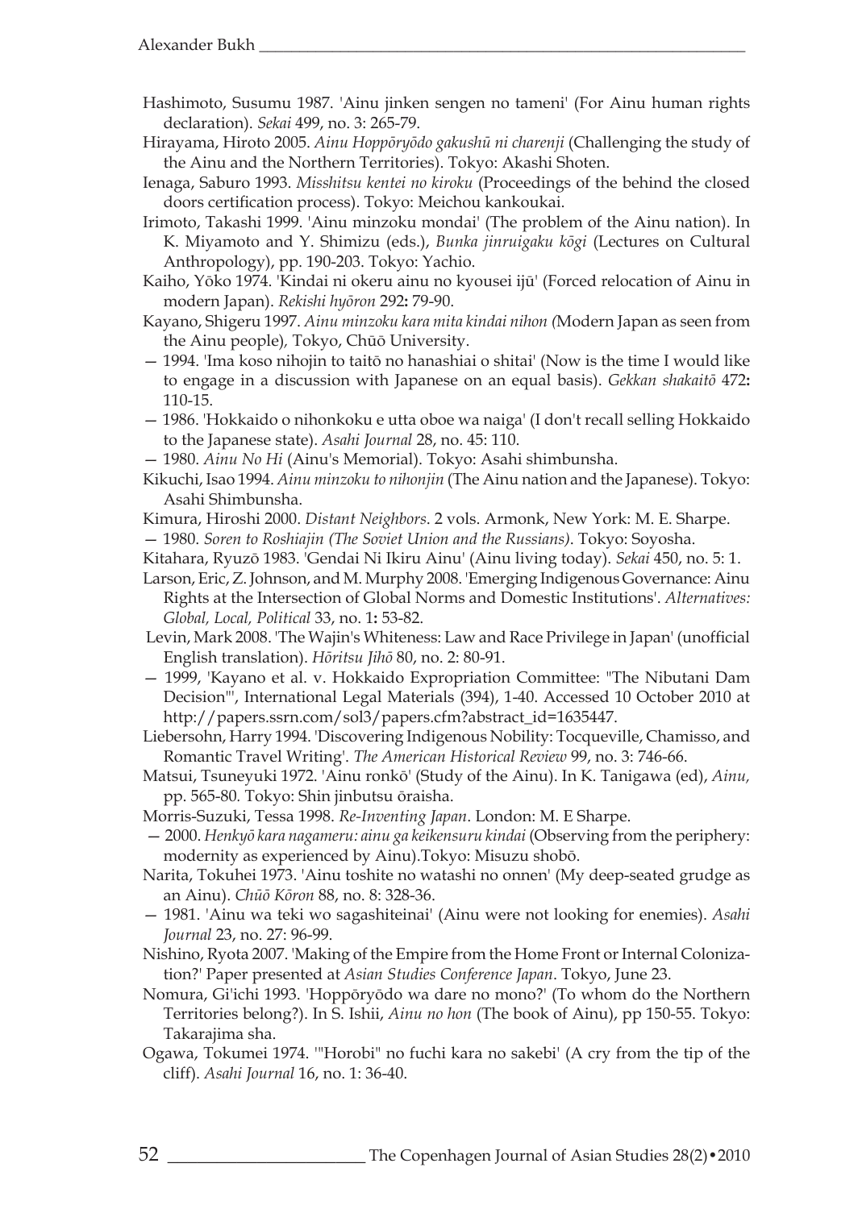Hashimoto, Susumu 1987. 'Ainu jinken sengen no tameni' (For Ainu human rights declaration). *Sekai* 499, no. 3: 265-79.

Hirayama, Hiroto 2005. *Ainu Hoppōryōdo gakushū ni charenji* (Challenging the study of the Ainu and the Northern Territories). Tokyo: Akashi Shoten.

Ienaga, Saburo 1993. *Misshitsu kentei no kiroku* (Proceedings of the behind the closed doors certification process). Tokyo: Meichou kankoukai.

Irimoto, Takashi 1999. 'Ainu minzoku mondai' (The problem of the Ainu nation). In K. Miyamoto and Y. Shimizu (eds.), *Bunka jinruigaku kōgi* (Lectures on Cultural Anthropology), pp. 190-203. Tokyo: Yachio.

Kaiho, Yōko 1974. 'Kindai ni okeru ainu no kyousei ijū' (Forced relocation of Ainu in modern Japan). *Rekishi hyōron* 292**:** 79-90.

Kayano, Shigeru 1997. *Ainu minzoku kara mita kindai nihon (*Modern Japan as seen from the Ainu people)*,* Tokyo, Chūō University.

— 1994. 'Ima koso nihojin to taitō no hanashiai o shitai' (Now is the time I would like to engage in a discussion with Japanese on an equal basis). *Gekkan shakaitō* 472**:** 110-15.

— 1986. 'Hokkaido o nihonkoku e utta oboe wa naiga' (I don't recall selling Hokkaido to the Japanese state). *Asahi Journal* 28, no. 45: 110.

— 1980. *Ainu No Hi* (Ainu's Memorial). Tokyo: Asahi shimbunsha.

Kikuchi, Isao 1994. *Ainu minzoku to nihonjin* (The Ainu nation and the Japanese). Tokyo: Asahi Shimbunsha.

Kimura, Hiroshi 2000. *Distant Neighbors*. 2 vols. Armonk, New York: M. E. Sharpe.

— 1980. *Soren to Roshiajin (The Soviet Union and the Russians)*. Tokyo: Soyosha.

Kitahara, Ryuzō 1983. 'Gendai Ni Ikiru Ainu' (Ainu living today). *Sekai* 450, no. 5: 1.

Larson, Eric, Z. Johnson, and M. Murphy 2008. 'Emerging Indigenous Governance: Ainu Rights at the Intersection of Global Norms and Domestic Institutions'. *Alternatives: Global, Local, Political* 33, no. 1**:** 53-82.

Levin, Mark 2008. 'The Wajin's Whiteness: Law and Race Privilege in Japan' (unofficial English translation). *Hōritsu Jihō* 80, no. 2: 80-91.

— 1999, 'Kayano et al. v. Hokkaido Expropriation Committee: "The Nibutani Dam Decision"', International Legal Materials (394), 1-40. Accessed 10 October 2010 at http://papers.ssrn.com/sol3/papers.cfm?abstract_id=1635447.

Liebersohn, Harry 1994. 'Discovering Indigenous Nobility: Tocqueville, Chamisso, and Romantic Travel Writing'. *The American Historical Review* 99, no. 3: 746-66.

Matsui, Tsuneyuki 1972. 'Ainu ronkō' (Study of the Ainu). In K. Tanigawa (ed), *Ainu,* pp. 565-80. Tokyo: Shin jinbutsu ōraisha.

Morris-Suzuki, Tessa 1998. *Re-Inventing Japan*. London: M. E Sharpe.

— 2000. *Henkyō kara nagameru: ainu ga keikensuru kindai* (Observing from the periphery: modernity as experienced by Ainu).Tokyo: Misuzu shobō.

Narita, Tokuhei 1973. 'Ainu toshite no watashi no onnen' (My deep-seated grudge as an Ainu). *Chūō Kōron* 88, no. 8: 328-36.

— 1981. 'Ainu wa teki wo sagashiteinai' (Ainu were not looking for enemies). *Asahi Journal* 23, no. 27: 96-99.

Nishino, Ryota 2007. 'Making of the Empire from the Home Front or Internal Colonization?' Paper presented at *Asian Studies Conference Japan*. Tokyo, June 23.

Nomura, Gi'ichi 1993. 'Hoppōryōdo wa dare no mono?' (To whom do the Northern Territories belong?). In S. Ishii, *Ainu no hon* (The book of Ainu), pp 150-55. Tokyo: Takarajima sha.

Ogawa, Tokumei 1974. '"Horobi" no fuchi kara no sakebi' (A cry from the tip of the cliff). *Asahi Journal* 16, no. 1: 36-40.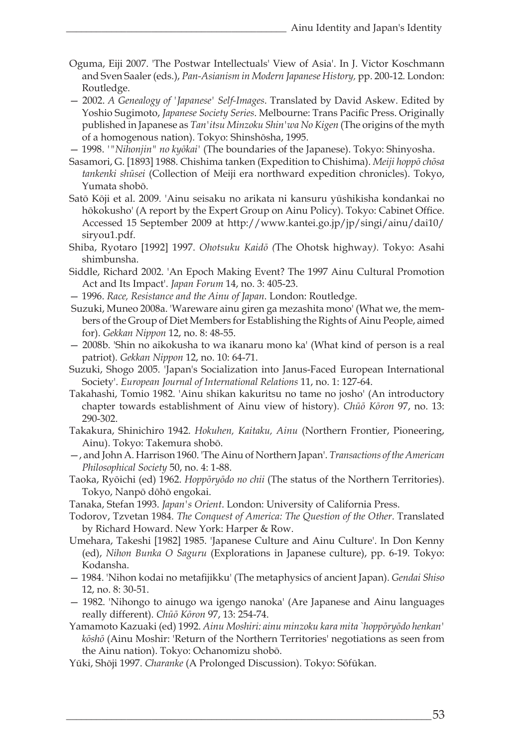Oguma, Eiji 2007. 'The Postwar Intellectuals' View of Asia'. In J. Victor Koschmann and Sven Saaler (eds.), *Pan-Asianism in Modern Japanese History,* pp. 200-12. London: Routledge.

— 2002. *A Genealogy of 'Japanese' Self-Images*. Translated by David Askew. Edited by Yoshio Sugimoto, *Japanese Society Series*. Melbourne: Trans Pacific Press. Originally published in Japanese as *Tan'itsu Minzoku Shin'wa No Kigen* (The origins of the myth of a homogenous nation). Tokyo: Shinshōsha, 1995.

— 1998. *'"Nihonjin" no kyōkai'* (The boundaries of the Japanese). Tokyo: Shinyosha.

Sasamori, G. [1893] 1988. Chishima tanken (Expedition to Chishima). *Meiji hoppō chōsa tankenki shūsei* (Collection of Meiji era northward expedition chronicles). Tokyo, Yumata shobō.

Satō Kōji et al. 2009. 'Ainu seisaku no arikata ni kansuru yūshikisha kondankai no hōkokusho' (A report by the Expert Group on Ainu Policy). Tokyo: Cabinet Office. Accessed 15 September 2009 at http://www.kantei.go.jp/jp/singi/ainu/dai10/siryou1.pdf.

Shiba, Ryotaro [1992] 1997. *Ohotsuku Kaidō (*The Ohotsk highway*).* Tokyo: Asahi shimbunsha.

Siddle, Richard 2002. 'An Epoch Making Event? The 1997 Ainu Cultural Promotion Act and Its Impact'. *Japan Forum* 14, no. 3: 405-23.

— 1996. *Race, Resistance and the Ainu of Japan*. London: Routledge.

Suzuki, Muneo 2008a. 'Wareware ainu giren ga mezashita mono' (What we, the members of the Group of Diet Members for Establishing the Rights of Ainu People, aimed for). *Gekkan Nippon* 12, no. 8: 48-55.

— 2008b. 'Shin no aikokusha to wa ikanaru mono ka' (What kind of person is a real patriot). *Gekkan Nippon* 12, no. 10: 64-71.

Suzuki, Shogo 2005. 'Japan's Socialization into Janus-Faced European International Society'. *European Journal of International Relations* 11, no. 1: 127-64.

Takahashi, Tomio 1982. 'Ainu shikan kakuritsu no tame no josho' (An introductory chapter towards establishment of Ainu view of history). *Chūō Kōron* 97, no. 13: 290-302.

Takakura, Shinichiro 1942. *Hokuhen, Kaitaku, Ainu* (Northern Frontier, Pioneering, Ainu). Tokyo: Takemura shobō.

—, and John A. Harrison 1960. 'The Ainu of Northern Japan'. *Transactions of the American Philosophical Society* 50, no. 4: 1-88.

Taoka, Ryōichi (ed) 1962. *Hoppōryōdo no chii* (The status of the Northern Territories). Tokyo, Nanpō dōhō engokai.

Tanaka, Stefan 1993. *Japan's Orient*. London: University of California Press.

Todorov, Tzvetan 1984. *The Conquest of America: The Question of the Other*. Translated by Richard Howard. New York: Harper & Row.

Umehara, Takeshi [1982] 1985. 'Japanese Culture and Ainu Culture'. In Don Kenny (ed), *Nihon Bunka O Saguru* (Explorations in Japanese culture), pp. 6-19. Tokyo: Kodansha.

— 1984. 'Nihon kodai no metafijikku' (The metaphysics of ancient Japan). *Gendai Shiso* 12, no. 8: 30-51.

— 1982. 'Nihongo to ainugo wa igengo nanoka' (Are Japanese and Ainu languages really different). *Chūō Kōron* 97, 13: 254-74.

Yamamoto Kazuaki (ed) 1992. *Ainu Moshiri: ainu minzoku kara mita `hoppōryōdo henkan' kōshō* (Ainu Moshir: 'Return of the Northern Territories' negotiations as seen from the Ainu nation). Tokyo: Ochanomizu shobō.

Yūki, Shōji 1997. *Charanke* (A Prolonged Discussion). Tokyo: Sōfūkan.